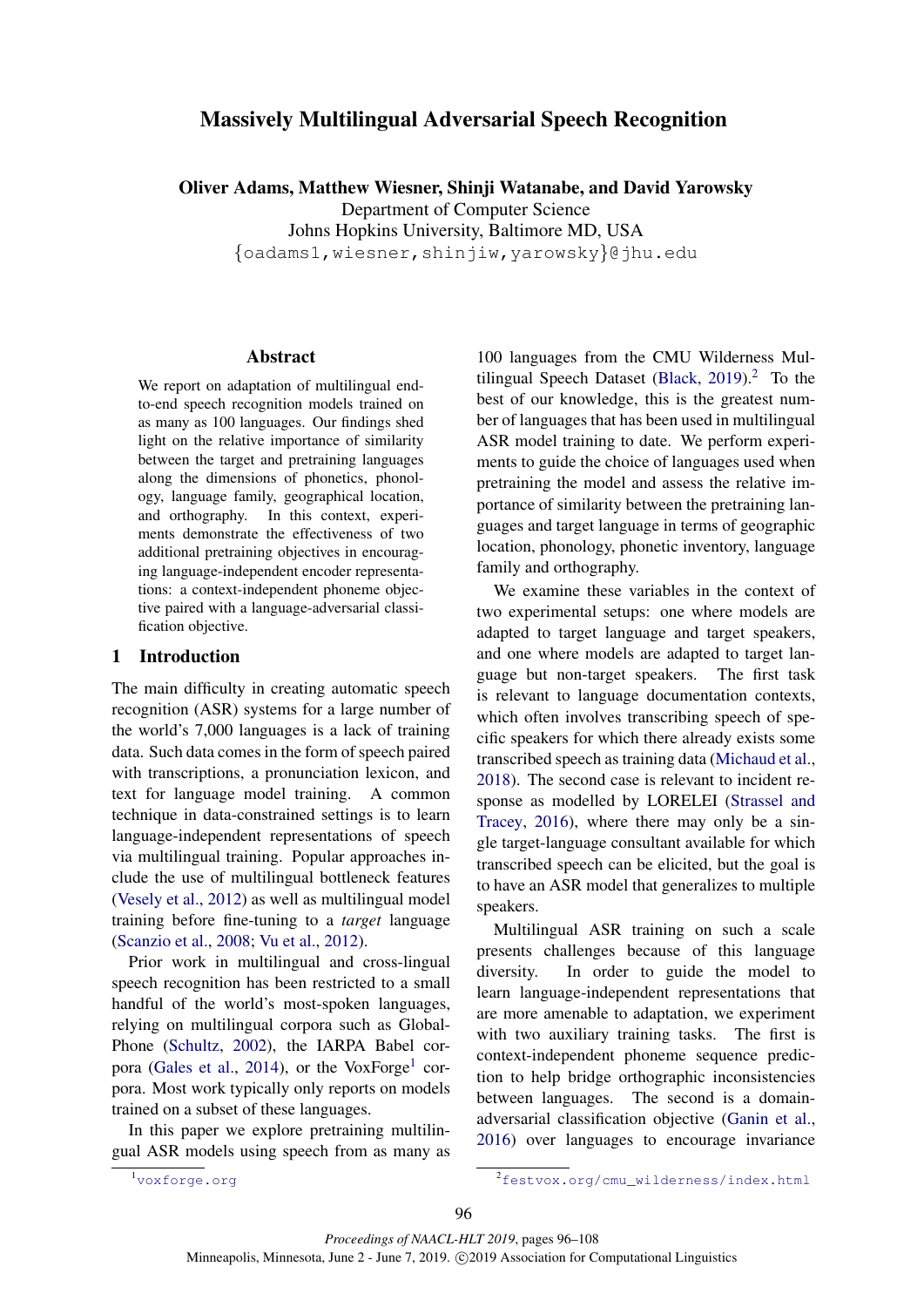# Massively Multilingual Adversarial Speech Recognition

**Oliver Adams, Matthew Wiesner, Shinji Watanabe, and David Yarowsky**
Department of Computer Science
Johns Hopkins University, Baltimore MD, USA
{oadams1,wiesner,shinjiw,yarowsky}@jhu.edu

## Abstract

We report on adaptation of multilingual end-to-end speech recognition models trained on as many as 100 languages. Our findings shed light on the relative importance of similarity between the target and pretraining languages along the dimensions of phonetics, phonology, language family, geographical location, and orthography. In this context, experiments demonstrate the effectiveness of two additional pretraining objectives in encouraging language-independent encoder representations: a context-independent phoneme objective paired with a language-adversarial classification objective.

## 1 Introduction

The main difficulty in creating automatic speech recognition (ASR) systems for a large number of the world's 7,000 languages is a lack of training data. Such data comes in the form of speech paired with transcriptions, a pronunciation lexicon, and text for language model training. A common technique in data-constrained settings is to learn language-independent representations of speech via multilingual training. Popular approaches include the use of multilingual bottleneck features (Vesely et al., 2012) as well as multilingual model training before fine-tuning to a *target* language (Scanzio et al., 2008; Vu et al., 2012).

Prior work in multilingual and cross-lingual speech recognition has been restricted to a small handful of the world's most-spoken languages, relying on multilingual corpora such as GlobalPhone (Schultz, 2002), the IARPA Babel corpora (Gales et al., 2014), or the VoxForge[1] corpora. Most work typically only reports on models trained on a subset of these languages.

In this paper we explore pretraining multilingual ASR models using speech from as many as 100 languages from the CMU Wilderness Multilingual Speech Dataset (Black, 2019).[2] To the best of our knowledge, this is the greatest number of languages that has been used in multilingual ASR model training to date. We perform experiments to guide the choice of languages used when pretraining the model and assess the relative importance of similarity between the pretraining languages and target language in terms of geographic location, phonology, phonetic inventory, language family and orthography.

We examine these variables in the context of two experimental setups: one where models are adapted to target language and target speakers, and one where models are adapted to target language but non-target speakers. The first task is relevant to language documentation contexts, which often involves transcribing speech of specific speakers for which there already exists some transcribed speech as training data (Michaud et al., 2018). The second case is relevant to incident response as modelled by LORELEI (Strassel and Tracey, 2016), where there may only be a single target-language consultant available for which transcribed speech can be elicited, but the goal is to have an ASR model that generalizes to multiple speakers.

Multilingual ASR training on such a scale presents challenges because of this language diversity. In order to guide the model to learn language-independent representations that are more amenable to adaptation, we experiment with two auxiliary training tasks. The first is context-independent phoneme sequence prediction to help bridge orthographic inconsistencies between languages. The second is a domain-adversarial classification objective (Ganin et al., 2016) over languages to encourage invariance

[1] voxforge.org

[2] festvox.org/cmu_wilderness/index.html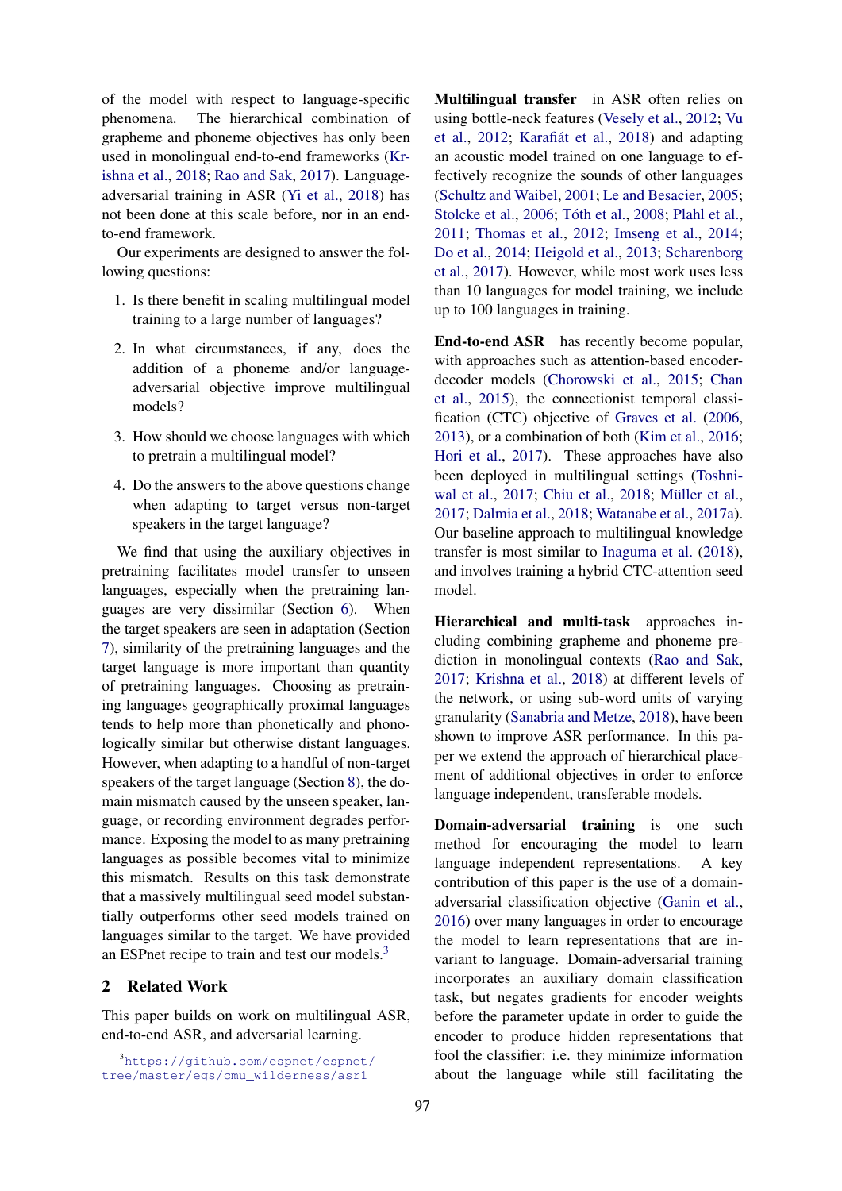of the model with respect to language-specific phenomena. The hierarchical combination of grapheme and phoneme objectives has only been used in monolingual end-to-end frameworks (Krishna et al., 2018; Rao and Sak, 2017). Language-adversarial training in ASR (Yi et al., 2018) has not been done at this scale before, nor in an end-to-end framework.

Our experiments are designed to answer the following questions:

1. Is there benefit in scaling multilingual model training to a large number of languages?
2. In what circumstances, if any, does the addition of a phoneme and/or language-adversarial objective improve multilingual models?
3. How should we choose languages with which to pretrain a multilingual model?
4. Do the answers to the above questions change when adapting to target versus non-target speakers in the target language?

We find that using the auxiliary objectives in pretraining facilitates model transfer to unseen languages, especially when the pretraining languages are very dissimilar (Section 6). When the target speakers are seen in adaptation (Section 7), similarity of the pretraining languages and the target language is more important than quantity of pretraining languages. Choosing as pretraining languages geographically proximal languages tends to help more than phonetically and phonologically similar but otherwise distant languages. However, when adapting to a handful of non-target speakers of the target language (Section 8), the domain mismatch caused by the unseen speaker, language, or recording environment degrades performance. Exposing the model to as many pretraining languages as possible becomes vital to minimize this mismatch. Results on this task demonstrate that a massively multilingual seed model substantially outperforms other seed models trained on languages similar to the target. We have provided an ESPnet recipe to train and test our models.[3]

## 2 Related Work

This paper builds on work on multilingual ASR, end-to-end ASR, and adversarial learning.

**Multilingual transfer** in ASR often relies on using bottle-neck features (Vesely et al., 2012; Vu et al., 2012; Karafiát et al., 2018) and adapting an acoustic model trained on one language to effectively recognize the sounds of other languages (Schultz and Waibel, 2001; Le and Besacier, 2005; Stolcke et al., 2006; Tóth et al., 2008; Plahl et al., 2011; Thomas et al., 2012; Imseng et al., 2014; Do et al., 2014; Heigold et al., 2013; Scharenborg et al., 2017). However, while most work uses less than 10 languages for model training, we include up to 100 languages in training.

**End-to-end ASR** has recently become popular, with approaches such as attention-based encoder-decoder models (Chorowski et al., 2015; Chan et al., 2015), the connectionist temporal classification (CTC) objective of Graves et al. (2006, 2013), or a combination of both (Kim et al., 2016; Hori et al., 2017). These approaches have also been deployed in multilingual settings (Toshniwal et al., 2017; Chiu et al., 2018; Müller et al., 2017; Dalmia et al., 2018; Watanabe et al., 2017a). Our baseline approach to multilingual knowledge transfer is most similar to Inaguma et al. (2018), and involves training a hybrid CTC-attention seed model.

**Hierarchical and multi-task** approaches including combining grapheme and phoneme prediction in monolingual contexts (Rao and Sak, 2017; Krishna et al., 2018) at different levels of the network, or using sub-word units of varying granularity (Sanabria and Metze, 2018), have been shown to improve ASR performance. In this paper we extend the approach of hierarchical placement of additional objectives in order to enforce language independent, transferable models.

**Domain-adversarial training** is one such method for encouraging the model to learn language independent representations. A key contribution of this paper is the use of a domain-adversarial classification objective (Ganin et al., 2016) over many languages in order to encourage the model to learn representations that are invariant to language. Domain-adversarial training incorporates an auxiliary domain classification task, but negates gradients for encoder weights before the parameter update in order to guide the encoder to produce hidden representations that fool the classifier: i.e. they minimize information about the language while still facilitating the

[3] https://github.com/espnet/espnet/tree/master/egs/cmu_wilderness/asr1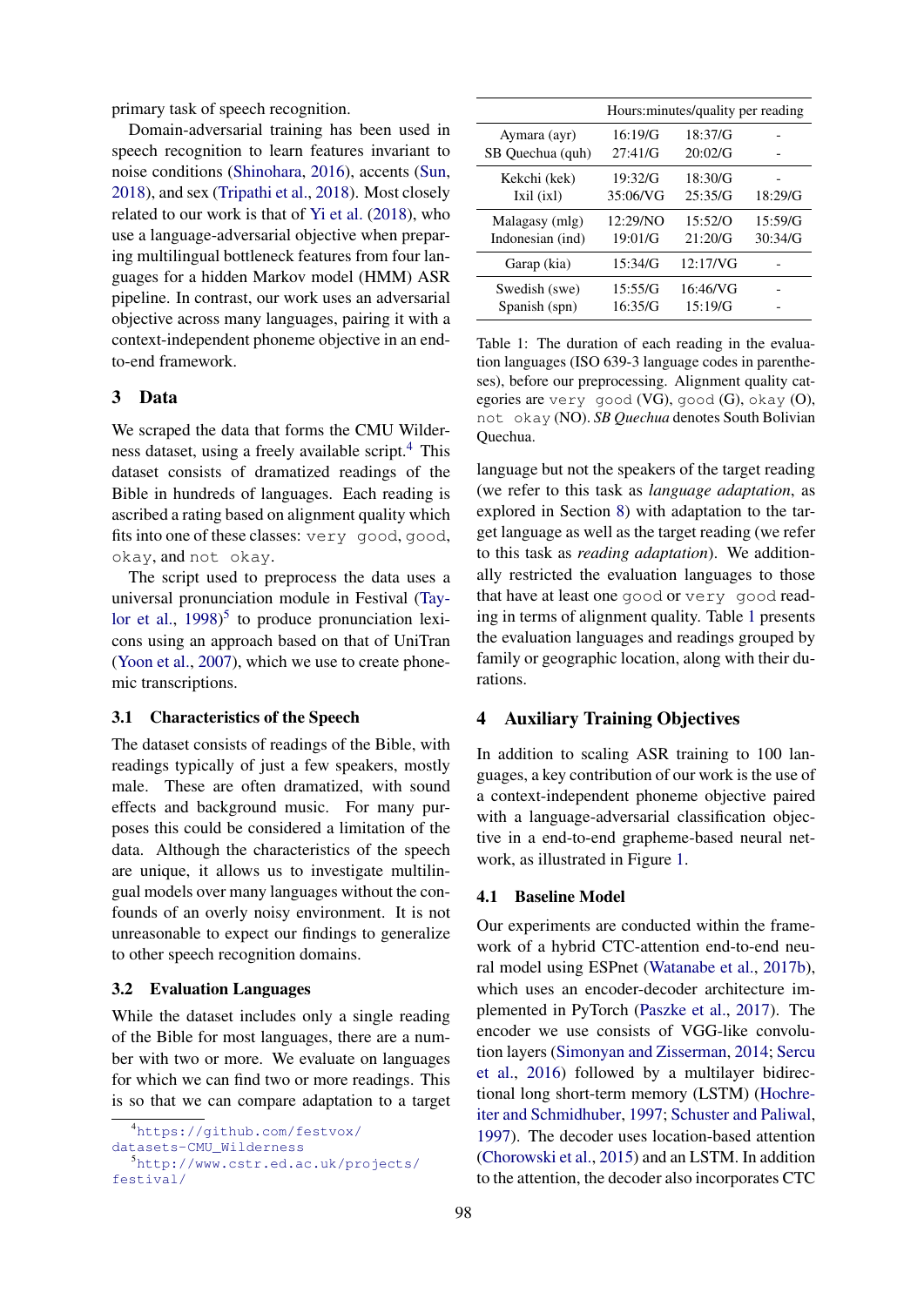primary task of speech recognition.

Domain-adversarial training has been used in speech recognition to learn features invariant to noise conditions (Shinohara, 2016), accents (Sun, 2018), and sex (Tripathi et al., 2018). Most closely related to our work is that of Yi et al. (2018), who use a language-adversarial objective when preparing multilingual bottleneck features from four languages for a hidden Markov model (HMM) ASR pipeline. In contrast, our work uses an adversarial objective across many languages, pairing it with a context-independent phoneme objective in an end-to-end framework.

## 3 Data

We scraped the data that forms the CMU Wilderness dataset, using a freely available script.[4] This dataset consists of dramatized readings of the Bible in hundreds of languages. Each reading is ascribed a rating based on alignment quality which fits into one of these classes: `very good`, `good`, `okay`, and `not okay`.

The script used to preprocess the data uses a universal pronunciation module in Festival (Taylor et al., 1998)[5] to produce pronunciation lexicons using an approach based on that of UniTran (Yoon et al., 2007), which we use to create phonemic transcriptions.

### 3.1 Characteristics of the Speech

The dataset consists of readings of the Bible, with readings typically of just a few speakers, mostly male. These are often dramatized, with sound effects and background music. For many purposes this could be considered a limitation of the data. Although the characteristics of the speech are unique, it allows us to investigate multilingual models over many languages without the confounds of an overly noisy environment. It is not unreasonable to expect our findings to generalize to other speech recognition domains.

### 3.2 Evaluation Languages

While the dataset includes only a single reading of the Bible for most languages, there are a number with two or more. We evaluate on languages for which we can find two or more readings. This is so that we can compare adaptation to a target language but not the speakers of the target reading (we refer to this task as *language adaptation*, as explored in Section 8) with adaptation to the target language as well as the target reading (we refer to this task as *reading adaptation*). We additionally restricted the evaluation languages to those that have at least one `good` or `very good` reading in terms of alignment quality. Table 1 presents the evaluation languages and readings grouped by family or geographic location, along with their durations.

| | Hours:minutes/quality per reading | | |
|---|---|---|---|
| Aymara (ayr) | 16:19/G | 18:37/G | - |
| SB Quechua (quh) | 27:41/G | 20:02/G | - |
| Kekchi (kek) | 19:32/G | 18:30/G | - |
| Ixil (ixl) | 35:06/VG | 25:35/G | 18:29/G |
| Malagasy (mlg) | 12:29/NO | 15:52/O | 15:59/G |
| Indonesian (ind) | 19:01/G | 21:20/G | 30:34/G |
| Garap (kia) | 15:34/G | 12:17/VG | - |
| Swedish (swe) | 15:55/G | 16:46/VG | - |
| Spanish (spn) | 16:35/G | 15:19/G | - |

Table 1: The duration of each reading in the evaluation languages (ISO 639-3 language codes in parentheses), before our preprocessing. Alignment quality categories are `very good` (VG), `good` (G), `okay` (O), `not okay` (NO). *SB Quechua* denotes South Bolivian Quechua.

## 4 Auxiliary Training Objectives

In addition to scaling ASR training to 100 languages, a key contribution of our work is the use of a context-independent phoneme objective paired with a language-adversarial classification objective in a end-to-end grapheme-based neural network, as illustrated in Figure 1.

### 4.1 Baseline Model

Our experiments are conducted within the framework of a hybrid CTC-attention end-to-end neural model using ESPnet (Watanabe et al., 2017b), which uses an encoder-decoder architecture implemented in PyTorch (Paszke et al., 2017). The encoder we use consists of VGG-like convolution layers (Simonyan and Zisserman, 2014; Sercu et al., 2016) followed by a multilayer bidirectional long short-term memory (LSTM) (Hochreiter and Schmidhuber, 1997; Schuster and Paliwal, 1997). The decoder uses location-based attention (Chorowski et al., 2015) and an LSTM. In addition to the attention, the decoder also incorporates CTC

[4] https://github.com/festvox/datasets-CMU_Wilderness

[5] http://www.cstr.ed.ac.uk/projects/festival/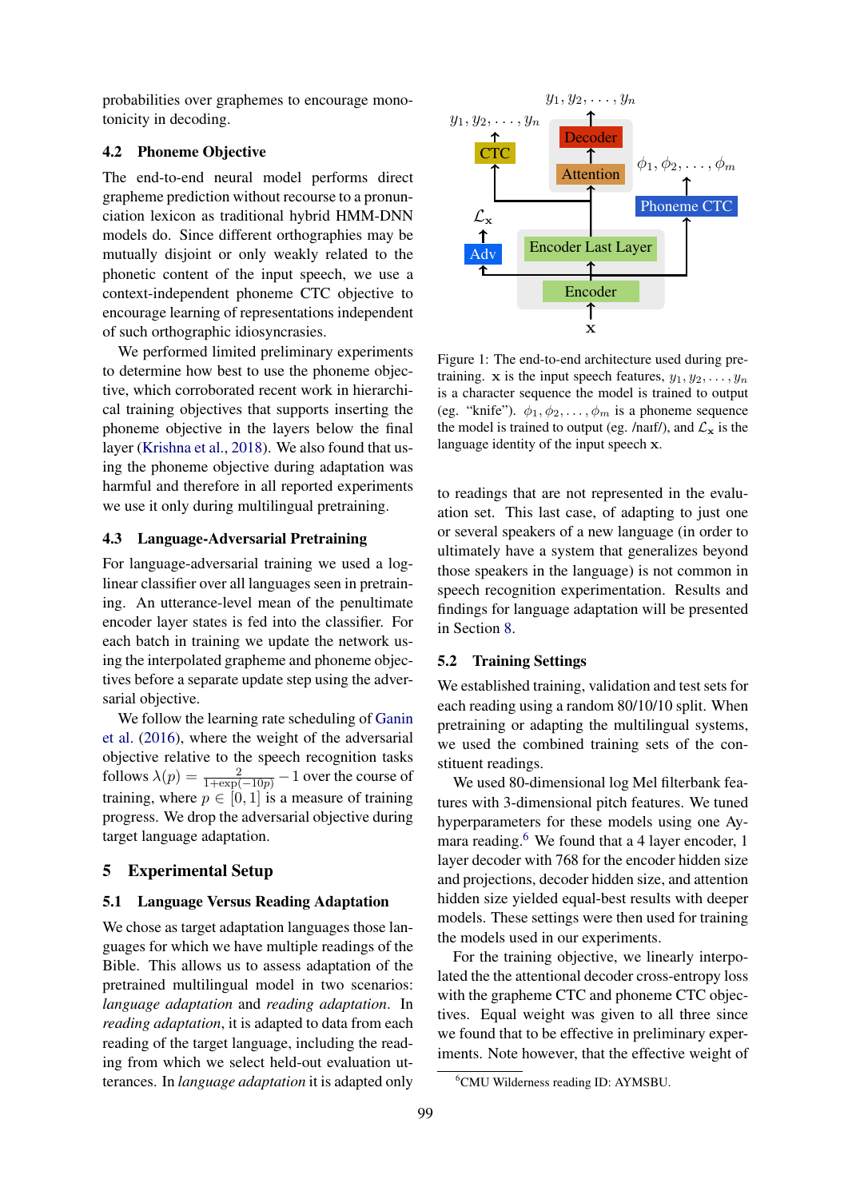probabilities over graphemes to encourage monotonicity in decoding.

### 4.2 Phoneme Objective

The end-to-end neural model performs direct grapheme prediction without recourse to a pronunciation lexicon as traditional hybrid HMM-DNN models do. Since different orthographies may be mutually disjoint or only weakly related to the phonetic content of the input speech, we use a context-independent phoneme CTC objective to encourage learning of representations independent of such orthographic idiosyncrasies.

We performed limited preliminary experiments to determine how best to use the phoneme objective, which corroborated recent work in hierarchical training objectives that supports inserting the phoneme objective in the layers below the final layer (Krishna et al., 2018). We also found that using the phoneme objective during adaptation was harmful and therefore in all reported experiments we use it only during multilingual pretraining.

### 4.3 Language-Adversarial Pretraining

For language-adversarial training we used a log-linear classifier over all languages seen in pretraining. An utterance-level mean of the penultimate encoder layer states is fed into the classifier. For each batch in training we update the network using the interpolated grapheme and phoneme objectives before a separate update step using the adversarial objective.

We follow the learning rate scheduling of Ganin et al. (2016), where the weight of the adversarial objective relative to the speech recognition tasks follows $\lambda(p) = \frac{2}{1+\exp(-10p)} - 1$ over the course of training, where $p \in [0, 1]$ is a measure of training progress. We drop the adversarial objective during target language adaptation.

Figure 1: The end-to-end architecture used during pretraining. $\mathbf{x}$ is the input speech features, $y_1, y_2, \ldots, y_n$ is a character sequence the model is trained to output (eg. "knife"). $\phi_1, \phi_2, \ldots, \phi_m$ is a phoneme sequence the model is trained to output (eg. /naɪf/), and $\mathcal{L}_{\mathbf{x}}$ is the language identity of the input speech $\mathbf{x}$.

## 5 Experimental Setup

### 5.1 Language Versus Reading Adaptation

We chose as target adaptation languages those languages for which we have multiple readings of the Bible. This allows us to assess adaptation of the pretrained multilingual model in two scenarios: *language adaptation* and *reading adaptation*. In *reading adaptation*, it is adapted to data from each reading of the target language, including the reading from which we select held-out evaluation utterances. In *language adaptation* it is adapted only to readings that are not represented in the evaluation set. This last case, of adapting to just one or several speakers of a new language (in order to ultimately have a system that generalizes beyond those speakers in the language) is not common in speech recognition experimentation. Results and findings for language adaptation will be presented in Section 8.

### 5.2 Training Settings

We established training, validation and test sets for each reading using a random 80/10/10 split. When pretraining or adapting the multilingual systems, we used the combined training sets of the constituent readings.

We used 80-dimensional log Mel filterbank features with 3-dimensional pitch features. We tuned hyperparameters for these models using one Aymara reading.[6] We found that a 4 layer encoder, 1 layer decoder with 768 for the encoder hidden size and projections, decoder hidden size, and attention hidden size yielded equal-best results with deeper models. These settings were then used for training the models used in our experiments.

For the training objective, we linearly interpolated the the attentional decoder cross-entropy loss with the grapheme CTC and phoneme CTC objectives. Equal weight was given to all three since we found that to be effective in preliminary experiments. Note however, that the effective weight of

[6] CMU Wilderness reading ID: AYMSBU.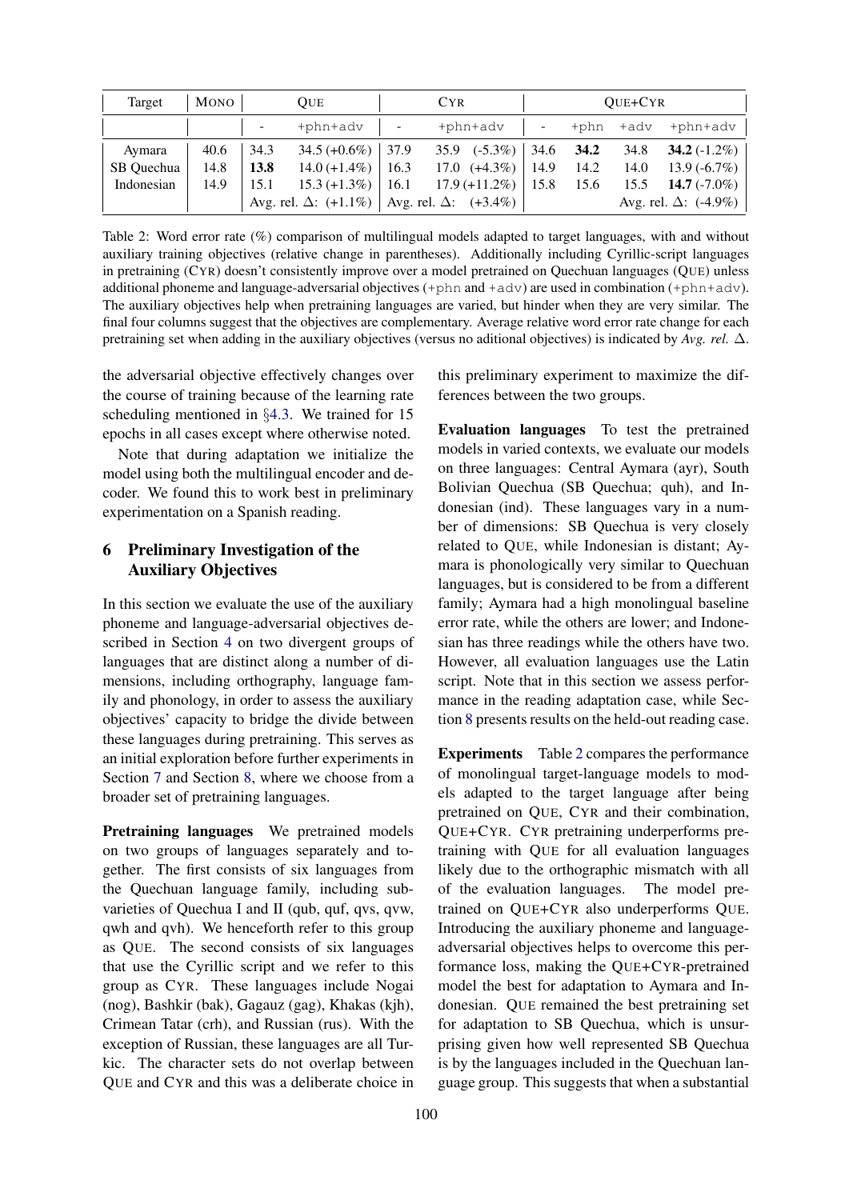| Target | Mono | Que | | Cyr | | Que+Cyr | | | |
|---|---|---|---|---|---|---|---|---|---|
| | | - | +phn+adv | - | +phn+adv | - | +phn | +adv | +phn+adv |
| Aymara | 40.6 | 34.3 | 34.5 (+0.6%) | 37.9 | 35.9 (-5.3%) | 34.6 | **34.2** | 34.8 | **34.2** (-1.2%) |
| SB Quechua | 14.8 | **13.8** | 14.0 (+1.4%) | 16.3 | 17.0 (+4.3%) | 14.9 | 14.2 | 14.0 | 13.9 (-6.7%) |
| Indonesian | 14.9 | 15.1 | 15.3 (+1.3%) | 16.1 | 17.9 (+11.2%) | 15.8 | 15.6 | 15.5 | **14.7** (-7.0%) |
| | | Avg. rel. Δ: (+1.1%) | | Avg. rel. Δ: (+3.4%) | | | | | Avg. rel. Δ: (-4.9%) |

Table 2: Word error rate (%) comparison of multilingual models adapted to target languages, with and without auxiliary training objectives (relative change in parentheses). Additionally including Cyrillic-script languages in pretraining (Cyr) doesn't consistently improve over a model pretrained on Quechuan languages (Que) unless additional phoneme and language-adversarial objectives (`+phn` and `+adv`) are used in combination (`+phn+adv`). The auxiliary objectives help when pretraining languages are varied, but hinder when they are very similar. The final four columns suggest that the objectives are complementary. Average relative word error rate change for each pretraining set when adding in the auxiliary objectives (versus no aditional objectives) is indicated by *Avg. rel.* Δ.

the adversarial objective effectively changes over the course of training because of the learning rate scheduling mentioned in §4.3. We trained for 15 epochs in all cases except where otherwise noted.

Note that during adaptation we initialize the model using both the multilingual encoder and decoder. We found this to work best in preliminary experimentation on a Spanish reading.

## 6 Preliminary Investigation of the Auxiliary Objectives

In this section we evaluate the use of the auxiliary phoneme and language-adversarial objectives described in Section 4 on two divergent groups of languages that are distinct along a number of dimensions, including orthography, language family and phonology, in order to assess the auxiliary objectives' capacity to bridge the divide between these languages during pretraining. This serves as an initial exploration before further experiments in Section 7 and Section 8, where we choose from a broader set of pretraining languages.

**Pretraining languages** We pretrained models on two groups of languages separately and together. The first consists of six languages from the Quechuan language family, including subvarieties of Quechua I and II (qub, quf, qvs, qvw, qwh and qvh). We henceforth refer to this group as Que. The second consists of six languages that use the Cyrillic script and we refer to this group as Cyr. These languages include Nogai (nog), Bashkir (bak), Gagauz (gag), Khakas (kjh), Crimean Tatar (crh), and Russian (rus). With the exception of Russian, these languages are all Turkic. The character sets do not overlap between Que and Cyr and this was a deliberate choice in this preliminary experiment to maximize the differences between the two groups.

**Evaluation languages** To test the pretrained models in varied contexts, we evaluate our models on three languages: Central Aymara (ayr), South Bolivian Quechua (SB Quechua; quh), and Indonesian (ind). These languages vary in a number of dimensions: SB Quechua is very closely related to Que, while Indonesian is distant; Aymara is phonologically very similar to Quechuan languages, but is considered to be from a different family; Aymara had a high monolingual baseline error rate, while the others are lower; and Indonesian has three readings while the others have two. However, all evaluation languages use the Latin script. Note that in this section we assess performance in the reading adaptation case, while Section 8 presents results on the held-out reading case.

**Experiments** Table 2 compares the performance of monolingual target-language models to models adapted to the target language after being pretrained on Que, Cyr and their combination, Que+Cyr. Cyr pretraining underperforms pretraining with Que for all evaluation languages likely due to the orthographic mismatch with all of the evaluation languages. The model pretrained on Que+Cyr also underperforms Que. Introducing the auxiliary phoneme and language-adversarial objectives helps to overcome this performance loss, making the Que+Cyr-pretrained model the best for adaptation to Aymara and Indonesian. Que remained the best pretraining set for adaptation to SB Quechua, which is unsurprising given how well represented SB Quechua is by the languages included in the Quechuan language group. This suggests that when a substantial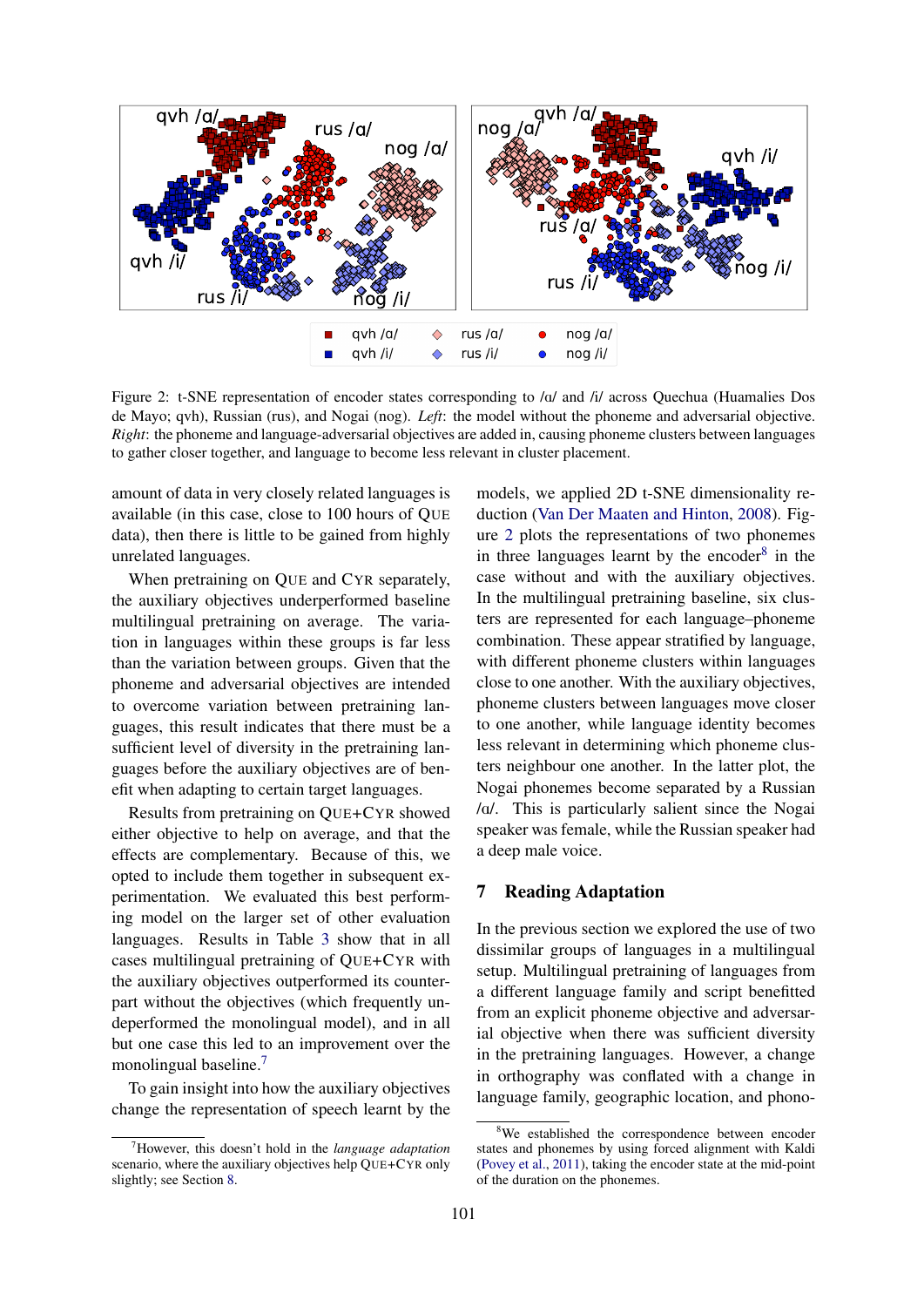Figure 2: t-SNE representation of encoder states corresponding to /ɑ/ and /i/ across Quechua (Huamalies Dos de Mayo; qvh), Russian (rus), and Nogai (nog). *Left*: the model without the phoneme and adversarial objective. *Right*: the phoneme and language-adversarial objectives are added in, causing phoneme clusters between languages to gather closer together, and language to become less relevant in cluster placement.

amount of data in very closely related languages is available (in this case, close to 100 hours of QUE data), then there is little to be gained from highly unrelated languages.

When pretraining on QUE and CYR separately, the auxiliary objectives underperformed baseline multilingual pretraining on average. The variation in languages within these groups is far less than the variation between groups. Given that the phoneme and adversarial objectives are intended to overcome variation between pretraining languages, this result indicates that there must be a sufficient level of diversity in the pretraining languages before the auxiliary objectives are of benefit when adapting to certain target languages.

Results from pretraining on QUE+CYR showed either objective to help on average, and that the effects are complementary. Because of this, we opted to include them together in subsequent experimentation. We evaluated this best performing model on the larger set of other evaluation languages. Results in Table 3 show that in all cases multilingual pretraining of QUE+CYR with the auxiliary objectives outperformed its counterpart without the objectives (which frequently underperformed the monolingual model), and in all but one case this led to an improvement over the monolingual baseline.[7]

To gain insight into how the auxiliary objectives change the representation of speech learnt by the models, we applied 2D t-SNE dimensionality reduction (Van Der Maaten and Hinton, 2008). Figure 2 plots the representations of two phonemes in three languages learnt by the encoder[8] in the case without and with the auxiliary objectives. In the multilingual pretraining baseline, six clusters are represented for each language–phoneme combination. These appear stratified by language, with different phoneme clusters within languages close to one another. With the auxiliary objectives, phoneme clusters between languages move closer to one another, while language identity becomes less relevant in determining which phoneme clusters neighbour one another. In the latter plot, the Nogai phonemes become separated by a Russian /ɑ/. This is particularly salient since the Nogai speaker was female, while the Russian speaker had a deep male voice.

## 7 Reading Adaptation

In the previous section we explored the use of two dissimilar groups of languages in a multilingual setup. Multilingual pretraining of languages from a different language family and script benefitted from an explicit phoneme objective and adversarial objective when there was sufficient diversity in the pretraining languages. However, a change in orthography was conflated with a change in language family, geographic location, and phono-

[7] However, this doesn't hold in the *language adaptation* scenario, where the auxiliary objectives help QUE+CYR only slightly; see Section 8.

[8] We established the correspondence between encoder states and phonemes by using forced alignment with Kaldi (Povey et al., 2011), taking the encoder state at the mid-point of the duration on the phonemes.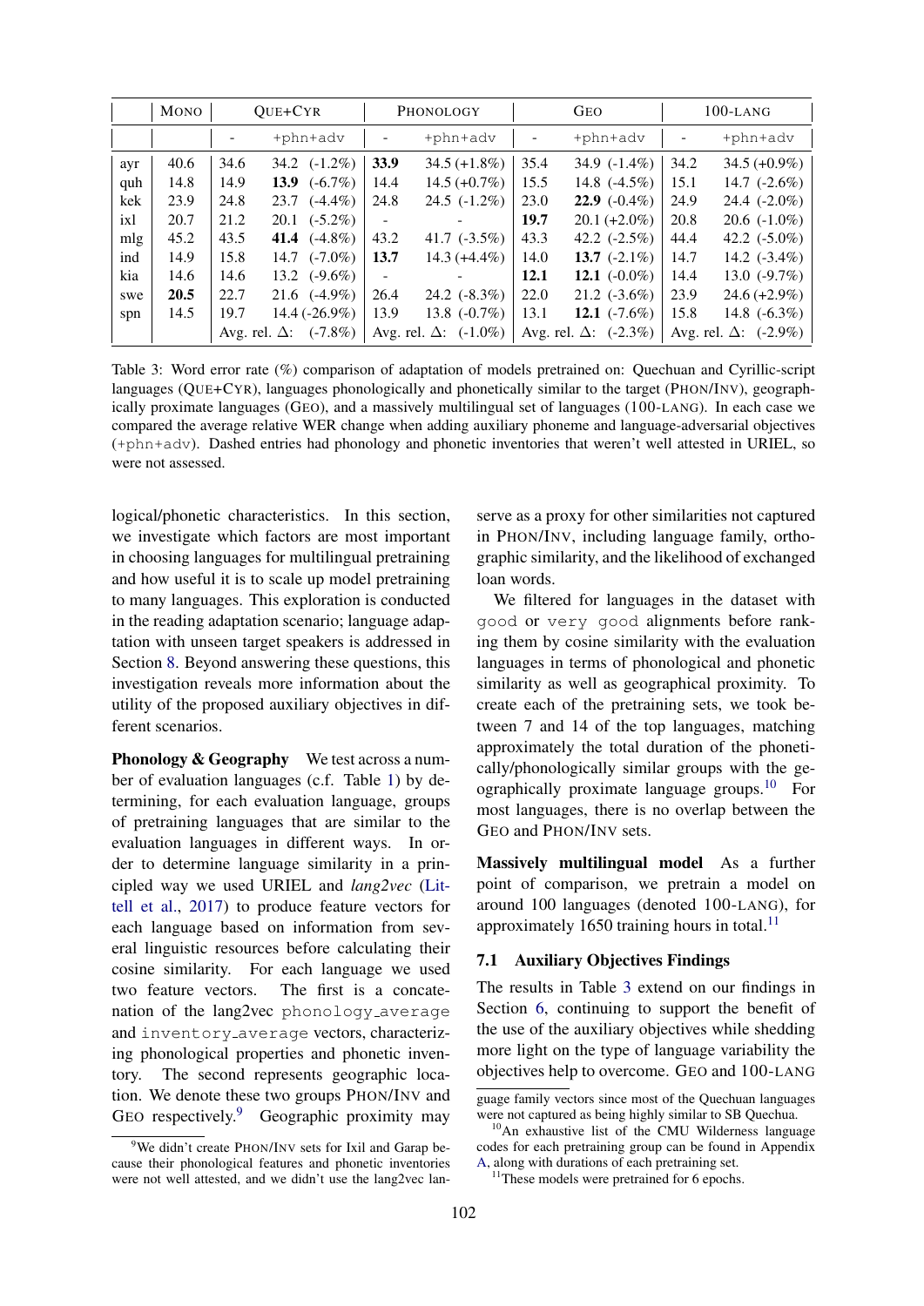| | Mono | Que+Cyr | | Phonology | | Geo | | 100-lang | |
|---|---|---|---|---|---|---|---|---|---|
| | | - | +phn+adv | - | +phn+adv | - | +phn+adv | - | +phn+adv |
| ayr | 40.6 | 34.6 | 34.2 (-1.2%) | **33.9** | 34.5 (+1.8%) | 35.4 | 34.9 (-1.4%) | 34.2 | 34.5 (+0.9%) |
| quh | 14.8 | 14.9 | **13.9** (-6.7%) | 14.4 | 14.5 (+0.7%) | 15.5 | 14.8 (-4.5%) | 15.1 | 14.7 (-2.6%) |
| kek | 23.9 | 24.8 | 23.7 (-4.4%) | 24.8 | 24.5 (-1.2%) | 23.0 | **22.9** (-0.4%) | 24.9 | 24.4 (-2.0%) |
| ixl | 20.7 | 21.2 | 20.1 (-5.2%) | - | - | **19.7** | 20.1 (+2.0%) | 20.8 | 20.6 (-1.0%) |
| mlg | 45.2 | 43.5 | **41.4** (-4.8%) | 43.2 | 41.7 (-3.5%) | 43.3 | 42.2 (-2.5%) | 44.4 | 42.2 (-5.0%) |
| ind | 14.9 | 15.8 | 14.7 (-7.0%) | **13.7** | 14.3 (+4.4%) | 14.0 | **13.7** (-2.1%) | 14.7 | 14.2 (-3.4%) |
| kia | 14.6 | 14.6 | 13.2 (-9.6%) | - | - | **12.1** | **12.1** (-0.0%) | 14.4 | 13.0 (-9.7%) |
| swe | **20.5** | 22.7 | 21.6 (-4.9%) | 26.4 | 24.2 (-8.3%) | 22.0 | 21.2 (-3.6%) | 23.9 | 24.6 (+2.9%) |
| spn | 14.5 | 19.7 | 14.4 (-26.9%) | 13.9 | 13.8 (-0.7%) | 13.1 | **12.1** (-7.6%) | 15.8 | 14.8 (-6.3%) |
| | | Avg. rel. Δ: | (-7.8%) | Avg. rel. Δ: | (-1.0%) | Avg. rel. Δ: | (-2.3%) | Avg. rel. Δ: | (-2.9%) |

Table 3: Word error rate (%) comparison of adaptation of models pretrained on: Quechuan and Cyrillic-script languages (Que+Cyr), languages phonologically and phonetically similar to the target (Phon/Inv), geographically proximate languages (Geo), and a massively multilingual set of languages (100-lang). In each case we compared the average relative WER change when adding auxiliary phoneme and language-adversarial objectives (+phn+adv). Dashed entries had phonology and phonetic inventories that weren't well attested in URIEL, so were not assessed.

logical/phonetic characteristics. In this section, we investigate which factors are most important in choosing languages for multilingual pretraining and how useful it is to scale up model pretraining to many languages. This exploration is conducted in the reading adaptation scenario; language adaptation with unseen target speakers is addressed in Section 8. Beyond answering these questions, this investigation reveals more information about the utility of the proposed auxiliary objectives in different scenarios.

**Phonology & Geography** We test across a number of evaluation languages (c.f. Table 1) by determining, for each evaluation language, groups of pretraining languages that are similar to the evaluation languages in different ways. In order to determine language similarity in a principled way we used URIEL and *lang2vec* (Littell et al., 2017) to produce feature vectors for each language based on information from several linguistic resources before calculating their cosine similarity. For each language we used two feature vectors. The first is a concatenation of the lang2vec `phonology_average` and `inventory_average` vectors, characterizing phonological properties and phonetic inventory. The second represents geographic location. We denote these two groups Phon/Inv and Geo respectively.[9] Geographic proximity may serve as a proxy for other similarities not captured in Phon/Inv, including language family, orthographic similarity, and the likelihood of exchanged loan words.

We filtered for languages in the dataset with `good` or `very good` alignments before ranking them by cosine similarity with the evaluation languages in terms of phonological and phonetic similarity as well as geographical proximity. To create each of the pretraining sets, we took between 7 and 14 of the top languages, matching approximately the total duration of the phonetically/phonologically similar groups with the geographically proximate language groups.[10] For most languages, there is no overlap between the Geo and Phon/Inv sets.

**Massively multilingual model** As a further point of comparison, we pretrain a model on around 100 languages (denoted 100-lang), for approximately 1650 training hours in total.[11]

### 7.1 Auxiliary Objectives Findings

The results in Table 3 extend on our findings in Section 6, continuing to support the benefit of the use of the auxiliary objectives while shedding more light on the type of language variability the objectives help to overcome. Geo and 100-lang

[9] We didn't create Phon/Inv sets for Ixil and Garap because their phonological features and phonetic inventories were not well attested, and we didn't use the lang2vec language family vectors since most of the Quechuan languages were not captured as being highly similar to SB Quechua.

[10] An exhaustive list of the CMU Wilderness language codes for each pretraining group can be found in Appendix A, along with durations of each pretraining set.

[11] These models were pretrained for 6 epochs.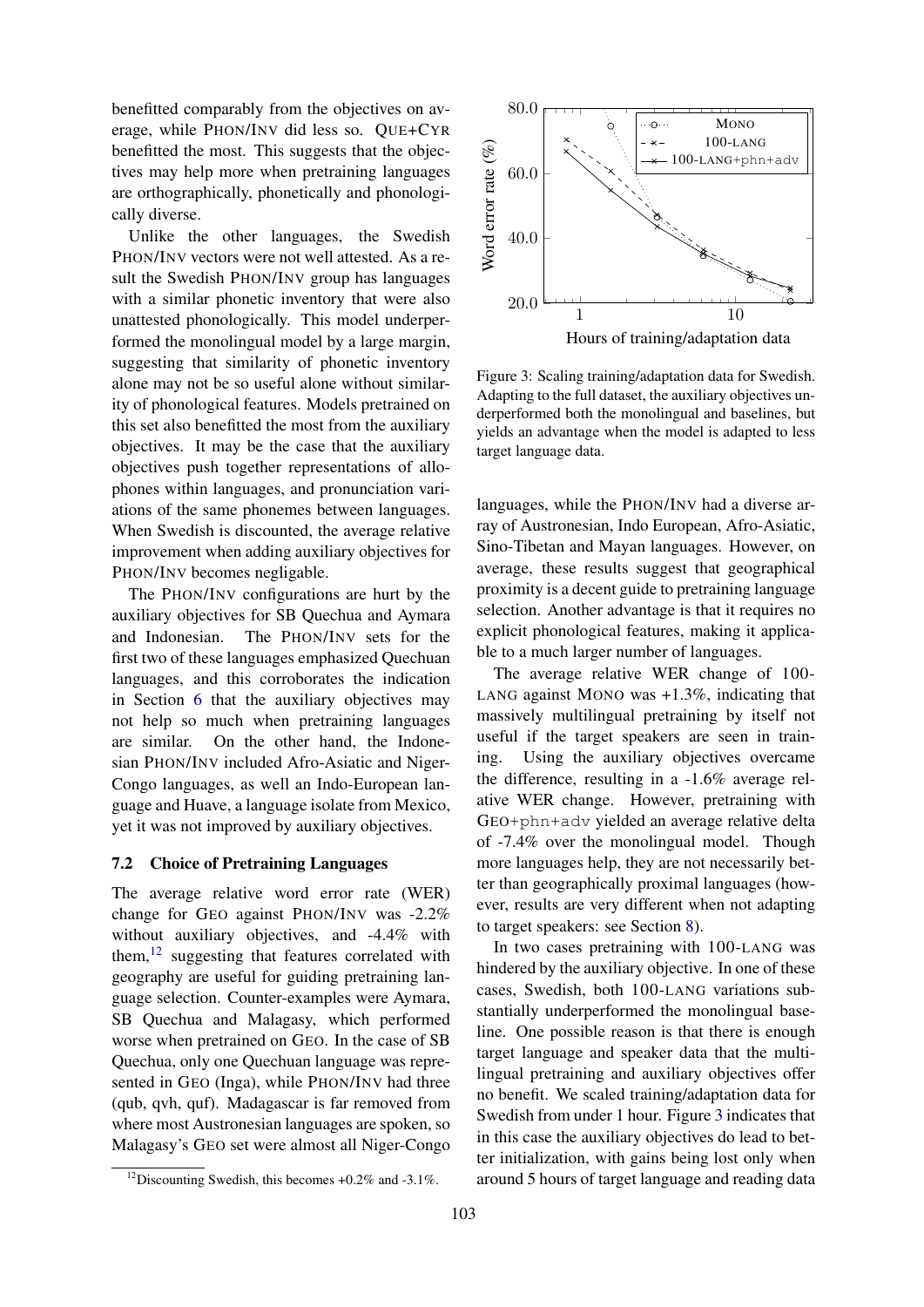benefitted comparably from the objectives on average, while PHON/INV did less so. QUE+CYR benefitted the most. This suggests that the objectives may help more when pretraining languages are orthographically, phonetically and phonologically diverse.

Unlike the other languages, the Swedish PHON/INV vectors were not well attested. As a result the Swedish PHON/INV group has languages with a similar phonetic inventory that were also unattested phonologically. This model underperformed the monolingual model by a large margin, suggesting that similarity of phonetic inventory alone may not be so useful alone without similarity of phonological features. Models pretrained on this set also benefitted the most from the auxiliary objectives. It may be the case that the auxiliary objectives push together representations of allophones within languages, and pronunciation variations of the same phonemes between languages. When Swedish is discounted, the average relative improvement when adding auxiliary objectives for PHON/INV becomes negligable.

The PHON/INV configurations are hurt by the auxiliary objectives for SB Quechua and Aymara and Indonesian. The PHON/INV sets for the first two of these languages emphasized Quechuan languages, and this corroborates the indication in Section 6 that the auxiliary objectives may not help so much when pretraining languages are similar. On the other hand, the Indonesian PHON/INV included Afro-Asiatic and Niger-Congo languages, as well an Indo-European language and Huave, a language isolate from Mexico, yet it was not improved by auxiliary objectives.

### 7.2 Choice of Pretraining Languages

The average relative word error rate (WER) change for GEO against PHON/INV was -2.2% without auxiliary objectives, and -4.4% with them,[12] suggesting that features correlated with geography are useful for guiding pretraining language selection. Counter-examples were Aymara, SB Quechua and Malagasy, which performed worse when pretrained on GEO. In the case of SB Quechua, only one Quechuan language was represented in GEO (Inga), while PHON/INV had three (qub, qvh, quf). Madagascar is far removed from where most Austronesian languages are spoken, so Malagasy's GEO set were almost all Niger-Congo languages, while the PHON/INV had a diverse array of Austronesian, Indo European, Afro-Asiatic, Sino-Tibetan and Mayan languages. However, on average, these results suggest that geographical proximity is a decent guide to pretraining language selection. Another advantage is that it requires no explicit phonological features, making it applicable to a much larger number of languages.

[12] Discounting Swedish, this becomes +0.2% and -3.1%.

Figure 3: Scaling training/adaptation data for Swedish. Adapting to the full dataset, the auxiliary objectives underperformed both the monolingual and baselines, but yields an advantage when the model is adapted to less target language data.

The average relative WER change of 100-LANG against MONO was +1.3%, indicating that massively multilingual pretraining by itself not useful if the target speakers are seen in training. Using the auxiliary objectives overcame the difference, resulting in a -1.6% average relative WER change. However, pretraining with GEO+phn+adv yielded an average relative delta of -7.4% over the monolingual model. Though more languages help, they are not necessarily better than geographically proximal languages (however, results are very different when not adapting to target speakers: see Section 8).

In two cases pretraining with 100-LANG was hindered by the auxiliary objective. In one of these cases, Swedish, both 100-LANG variations substantially underperformed the monolingual baseline. One possible reason is that there is enough target language and speaker data that the multilingual pretraining and auxiliary objectives offer no benefit. We scaled training/adaptation data for Swedish from under 1 hour. Figure 3 indicates that in this case the auxiliary objectives do lead to better initialization, with gains being lost only when around 5 hours of target language and reading data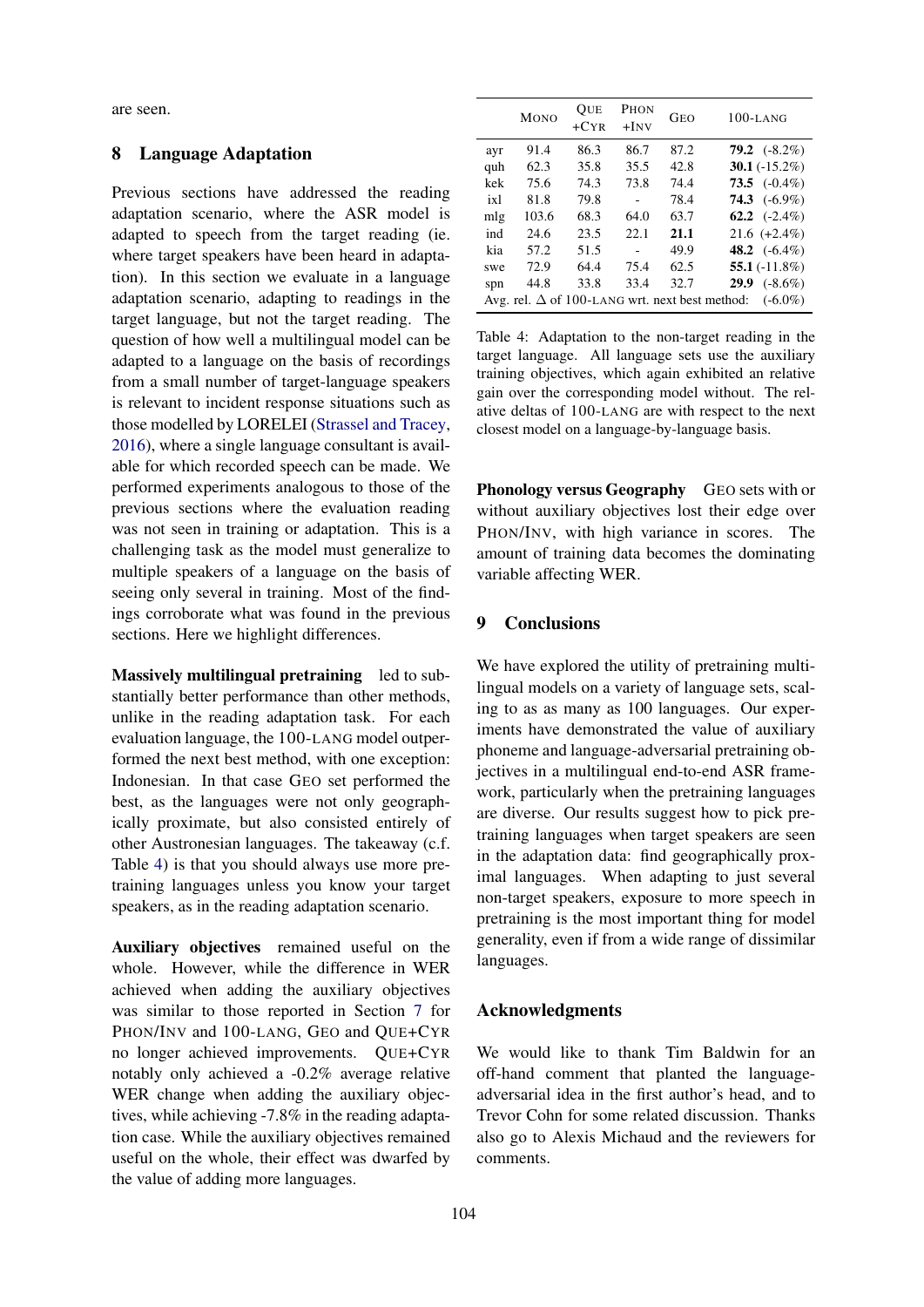are seen.

## 8 Language Adaptation

Previous sections have addressed the reading adaptation scenario, where the ASR model is adapted to speech from the target reading (ie. where target speakers have been heard in adaptation). In this section we evaluate in a language adaptation scenario, adapting to readings in the target language, but not the target reading. The question of how well a multilingual model can be adapted to a language on the basis of recordings from a small number of target-language speakers is relevant to incident response situations such as those modelled by LORELEI (Strassel and Tracey, 2016), where a single language consultant is available for which recorded speech can be made. We performed experiments analogous to those of the previous sections where the evaluation reading was not seen in training or adaptation. This is a challenging task as the model must generalize to multiple speakers of a language on the basis of seeing only several in training. Most of the findings corroborate what was found in the previous sections. Here we highlight differences.

**Massively multilingual pretraining** led to substantially better performance than other methods, unlike in the reading adaptation task. For each evaluation language, the 100-LANG model outperformed the next best method, with one exception: Indonesian. In that case GEO set performed the best, as the languages were not only geographically proximate, but also consisted entirely of other Austronesian languages. The takeaway (c.f. Table 4) is that you should always use more pretraining languages unless you know your target speakers, as in the reading adaptation scenario.

**Auxiliary objectives** remained useful on the whole. However, while the difference in WER achieved when adding the auxiliary objectives was similar to those reported in Section 7 for PHON/INV and 100-LANG, GEO and QUE+CYR no longer achieved improvements. QUE+CYR notably only achieved a -0.2% average relative WER change when adding the auxiliary objectives, while achieving -7.8% in the reading adaptation case. While the auxiliary objectives remained useful on the whole, their effect was dwarfed by the value of adding more languages.

| | MONO | QUE +CYR | PHON +INV | GEO | 100-LANG |
|---|---|---|---|---|---|
| ayr | 91.4 | 86.3 | 86.7 | 87.2 | **79.2** (-8.2%) |
| quh | 62.3 | 35.8 | 35.5 | 42.8 | **30.1** (-15.2%) |
| kek | 75.6 | 74.3 | 73.8 | 74.4 | **73.5** (-0.4%) |
| ixl | 81.8 | 79.8 | - | 78.4 | **74.3** (-6.9%) |
| mlg | 103.6 | 68.3 | 64.0 | 63.7 | **62.2** (-2.4%) |
| ind | 24.6 | 23.5 | 22.1 | **21.1** | 21.6 (+2.4%) |
| kia | 57.2 | 51.5 | - | 49.9 | **48.2** (-6.4%) |
| swe | 72.9 | 64.4 | 75.4 | 62.5 | **55.1** (-11.8%) |
| spn | 44.8 | 33.8 | 33.4 | 32.7 | **29.9** (-8.6%) |
| Avg. rel. Δ of 100-LANG wrt. next best method: | | | | | (-6.0%) |

Table 4: Adaptation to the non-target reading in the target language. All language sets use the auxiliary training objectives, which again exhibited an relative gain over the corresponding model without. The relative deltas of 100-LANG are with respect to the next closest model on a language-by-language basis.

**Phonology versus Geography** GEO sets with or without auxiliary objectives lost their edge over PHON/INV, with high variance in scores. The amount of training data becomes the dominating variable affecting WER.

## 9 Conclusions

We have explored the utility of pretraining multilingual models on a variety of language sets, scaling to as as many as 100 languages. Our experiments have demonstrated the value of auxiliary phoneme and language-adversarial pretraining objectives in a multilingual end-to-end ASR framework, particularly when the pretraining languages are diverse. Our results suggest how to pick pretraining languages when target speakers are seen in the adaptation data: find geographically proximal languages. When adapting to just several non-target speakers, exposure to more speech in pretraining is the most important thing for model generality, even if from a wide range of dissimilar languages.

## Acknowledgments

We would like to thank Tim Baldwin for an off-hand comment that planted the language-adversarial idea in the first author's head, and to Trevor Cohn for some related discussion. Thanks also go to Alexis Michaud and the reviewers for comments.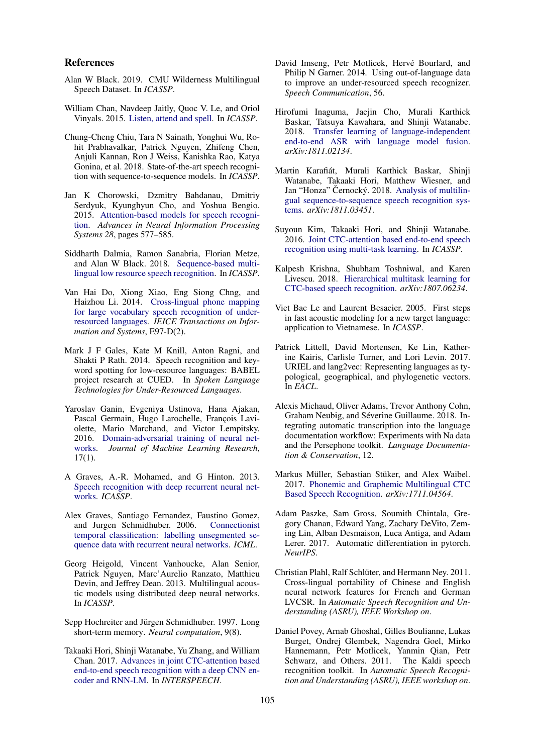## References

Alan W Black. 2019. CMU Wilderness Multilingual Speech Dataset. In *ICASSP*.

William Chan, Navdeep Jaitly, Quoc V. Le, and Oriol Vinyals. 2015. Listen, attend and spell. In *ICASSP*.

Chung-Cheng Chiu, Tara N Sainath, Yonghui Wu, Rohit Prabhavalkar, Patrick Nguyen, Zhifeng Chen, Anjuli Kannan, Ron J Weiss, Kanishka Rao, Katya Gonina, et al. 2018. State-of-the-art speech recognition with sequence-to-sequence models. In *ICASSP*.

Jan K Chorowski, Dzmitry Bahdanau, Dmitriy Serdyuk, Kyunghyun Cho, and Yoshua Bengio. 2015. Attention-based models for speech recognition. *Advances in Neural Information Processing Systems 28*, pages 577–585.

Siddharth Dalmia, Ramon Sanabria, Florian Metze, and Alan W Black. 2018. Sequence-based multilingual low resource speech recognition. In *ICASSP*.

Van Hai Do, Xiong Xiao, Eng Siong Chng, and Haizhou Li. 2014. Cross-lingual phone mapping for large vocabulary speech recognition of under-resourced languages. *IEICE Transactions on Information and Systems*, E97-D(2).

Mark J F Gales, Kate M Knill, Anton Ragni, and Shakti P Rath. 2014. Speech recognition and keyword spotting for low-resource languages: BABEL project research at CUED. In *Spoken Language Technologies for Under-Resourced Languages*.

Yaroslav Ganin, Evgeniya Ustinova, Hana Ajakan, Pascal Germain, Hugo Larochelle, François Laviolette, Mario Marchand, and Victor Lempitsky. 2016. Domain-adversarial training of neural networks. *Journal of Machine Learning Research*, 17(1).

A Graves, A.-R. Mohamed, and G Hinton. 2013. Speech recognition with deep recurrent neural networks. *ICASSP*.

Alex Graves, Santiago Fernandez, Faustino Gomez, and Jurgen Schmidhuber. 2006. Connectionist temporal classification: labelling unsegmented sequence data with recurrent neural networks. *ICML*.

Georg Heigold, Vincent Vanhoucke, Alan Senior, Patrick Nguyen, Marc'Aurelio Ranzato, Matthieu Devin, and Jeffrey Dean. 2013. Multilingual acoustic models using distributed deep neural networks. In *ICASSP*.

Sepp Hochreiter and Jürgen Schmidhuber. 1997. Long short-term memory. *Neural computation*, 9(8).

Takaaki Hori, Shinji Watanabe, Yu Zhang, and William Chan. 2017. Advances in joint CTC-attention based end-to-end speech recognition with a deep CNN encoder and RNN-LM. In *INTERSPEECH*.

David Imseng, Petr Motlicek, Hervé Bourlard, and Philip N Garner. 2014. Using out-of-language data to improve an under-resourced speech recognizer. *Speech Communication*, 56.

Hirofumi Inaguma, Jaejin Cho, Murali Karthick Baskar, Tatsuya Kawahara, and Shinji Watanabe. 2018. Transfer learning of language-independent end-to-end ASR with language model fusion. *arXiv:1811.02134*.

Martin Karafiát, Murali Karthick Baskar, Shinji Watanabe, Takaaki Hori, Matthew Wiesner, and Jan "Honza" Černocký. 2018. Analysis of multilingual sequence-to-sequence speech recognition systems. *arXiv:1811.03451*.

Suyoun Kim, Takaaki Hori, and Shinji Watanabe. 2016. Joint CTC-attention based end-to-end speech recognition using multi-task learning. In *ICASSP*.

Kalpesh Krishna, Shubham Toshniwal, and Karen Livescu. 2018. Hierarchical multitask learning for CTC-based speech recognition. *arXiv:1807.06234*.

Viet Bac Le and Laurent Besacier. 2005. First steps in fast acoustic modeling for a new target language: application to Vietnamese. In *ICASSP*.

Patrick Littell, David Mortensen, Ke Lin, Katherine Kairis, Carlisle Turner, and Lori Levin. 2017. URIEL and lang2vec: Representing languages as typological, geographical, and phylogenetic vectors. In *EACL*.

Alexis Michaud, Oliver Adams, Trevor Anthony Cohn, Graham Neubig, and Séverine Guillaume. 2018. Integrating automatic transcription into the language documentation workflow: Experiments with Na data and the Persephone toolkit. *Language Documentation & Conservation*, 12.

Markus Müller, Sebastian Stüker, and Alex Waibel. 2017. Phonemic and Graphemic Multilingual CTC Based Speech Recognition. *arXiv:1711.04564*.

Adam Paszke, Sam Gross, Soumith Chintala, Gregory Chanan, Edward Yang, Zachary DeVito, Zeming Lin, Alban Desmaison, Luca Antiga, and Adam Lerer. 2017. Automatic differentiation in pytorch. *NeurIPS*.

Christian Plahl, Ralf Schlüter, and Hermann Ney. 2011. Cross-lingual portability of Chinese and English neural network features for French and German LVCSR. In *Automatic Speech Recognition and Understanding (ASRU), IEEE Workshop on*.

Daniel Povey, Arnab Ghoshal, Gilles Boulianne, Lukas Burget, Ondrej Glembek, Nagendra Goel, Mirko Hannemann, Petr Motlicek, Yanmin Qian, Petr Schwarz, and Others. 2011. The Kaldi speech recognition toolkit. In *Automatic Speech Recognition and Understanding (ASRU), IEEE workshop on*.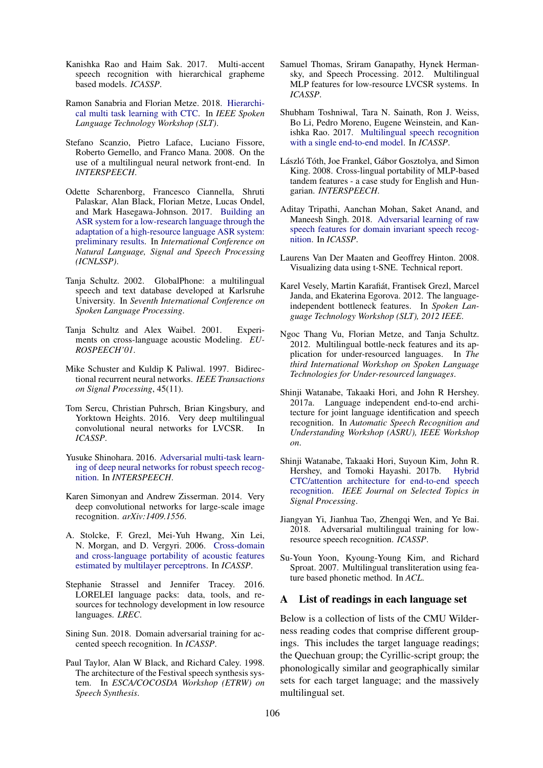Kanishka Rao and Haim Sak. 2017. Multi-accent speech recognition with hierarchical grapheme based models. *ICASSP*.

Ramon Sanabria and Florian Metze. 2018. Hierarchical multi task learning with CTC. In *IEEE Spoken Language Technology Workshop (SLT)*.

Stefano Scanzio, Pietro Laface, Luciano Fissore, Roberto Gemello, and Franco Mana. 2008. On the use of a multilingual neural network front-end. In *INTERSPEECH*.

Odette Scharenborg, Francesco Ciannella, Shruti Palaskar, Alan Black, Florian Metze, Lucas Ondel, and Mark Hasegawa-Johnson. 2017. Building an ASR system for a low-research language through the adaptation of a high-resource language ASR system: preliminary results. In *International Conference on Natural Language, Signal and Speech Processing (ICNLSSP)*.

Tanja Schultz. 2002. GlobalPhone: a multilingual speech and text database developed at Karlsruhe University. In *Seventh International Conference on Spoken Language Processing*.

Tanja Schultz and Alex Waibel. 2001. Experiments on cross-language acoustic Modeling. *EUROSPEECH'01*.

Mike Schuster and Kuldip K Paliwal. 1997. Bidirectional recurrent neural networks. *IEEE Transactions on Signal Processing*, 45(11).

Tom Sercu, Christian Puhrsch, Brian Kingsbury, and Yorktown Heights. 2016. Very deep multilingual convolutional neural networks for LVCSR. In *ICASSP*.

Yusuke Shinohara. 2016. Adversarial multi-task learning of deep neural networks for robust speech recognition. In *INTERSPEECH*.

Karen Simonyan and Andrew Zisserman. 2014. Very deep convolutional networks for large-scale image recognition. *arXiv:1409.1556*.

A. Stolcke, F. Grezl, Mei-Yuh Hwang, Xin Lei, N. Morgan, and D. Vergyri. 2006. Cross-domain and cross-language portability of acoustic features estimated by multilayer perceptrons. In *ICASSP*.

Stephanie Strassel and Jennifer Tracey. 2016. LORELEI language packs: data, tools, and resources for technology development in low resource languages. *LREC*.

Sining Sun. 2018. Domain adversarial training for accented speech recognition. In *ICASSP*.

Paul Taylor, Alan W Black, and Richard Caley. 1998. The architecture of the Festival speech synthesis system. In *ESCA/COCOSDA Workshop (ETRW) on Speech Synthesis*.

Samuel Thomas, Sriram Ganapathy, Hynek Hermansky, and Speech Processing. 2012. Multilingual MLP features for low-resource LVCSR systems. In *ICASSP*.

Shubham Toshniwal, Tara N. Sainath, Ron J. Weiss, Bo Li, Pedro Moreno, Eugene Weinstein, and Kanishka Rao. 2017. Multilingual speech recognition with a single end-to-end model. In *ICASSP*.

László Tóth, Joe Frankel, Gábor Gosztolya, and Simon King. 2008. Cross-lingual portability of MLP-based tandem features - a case study for English and Hungarian. *INTERSPEECH*.

Aditay Tripathi, Aanchan Mohan, Saket Anand, and Maneesh Singh. 2018. Adversarial learning of raw speech features for domain invariant speech recognition. In *ICASSP*.

Laurens Van Der Maaten and Geoffrey Hinton. 2008. Visualizing data using t-SNE. Technical report.

Karel Vesely, Martin Karafiát, Frantisek Grezl, Marcel Janda, and Ekaterina Egorova. 2012. The language-independent bottleneck features. In *Spoken Language Technology Workshop (SLT), 2012 IEEE*.

Ngoc Thang Vu, Florian Metze, and Tanja Schultz. 2012. Multilingual bottle-neck features and its application for under-resourced languages. In *The third International Workshop on Spoken Language Technologies for Under-resourced languages*.

Shinji Watanabe, Takaaki Hori, and John R Hershey. 2017a. Language independent end-to-end architecture for joint language identification and speech recognition. In *Automatic Speech Recognition and Understanding Workshop (ASRU), IEEE Workshop on*.

Shinji Watanabe, Takaaki Hori, Suyoun Kim, John R. Hershey, and Tomoki Hayashi. 2017b. Hybrid CTC/attention architecture for end-to-end speech recognition. *IEEE Journal on Selected Topics in Signal Processing*.

Jiangyan Yi, Jianhua Tao, Zhengqi Wen, and Ye Bai. 2018. Adversarial multilingual training for low-resource speech recognition. *ICASSP*.

Su-Youn Yoon, Kyoung-Young Kim, and Richard Sproat. 2007. Multilingual transliteration using feature based phonetic method. In *ACL*.

## A List of readings in each language set

Below is a collection of lists of the CMU Wilderness reading codes that comprise different groupings. This includes the target language readings; the Quechuan group; the Cyrillic-script group; the phonologically similar and geographically similar sets for each target language; and the massively multilingual set.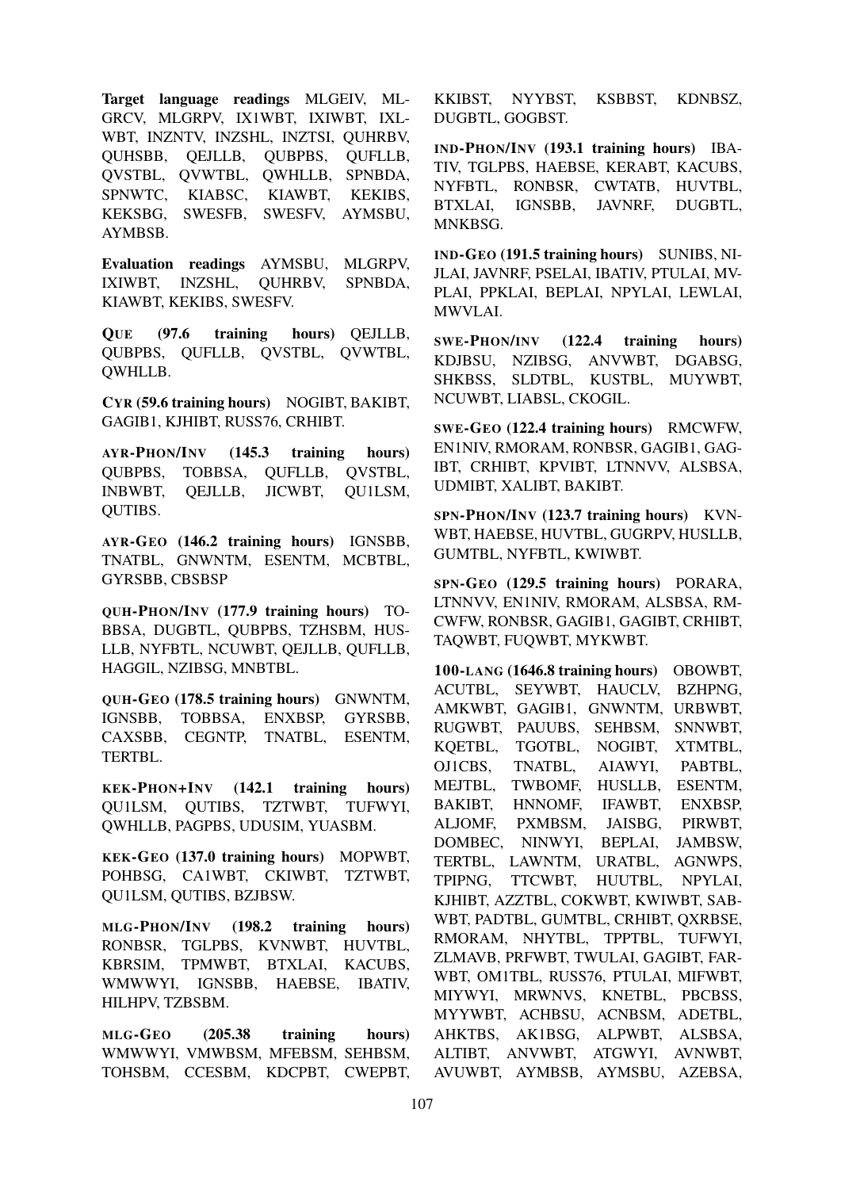**Target language readings** MLGEIV, MLGRCV, MLGRPV, IX1WBT, IXIWBT, IXLWBT, INZNTV, INZSHL, INZTSI, QUHRBV, QUHSBB, QEJLLB, QUBPBS, QUFLLB, QVSTBL, QVWTBL, QWHLLB, SPNBDA, SPNWTC, KIABSC, KIAWBT, KEKIBS, KEKSBG, SWESFB, SWESFV, AYMSBU, AYMBSB.

**Evaluation readings** AYMSBU, MLGRPV, IXIWBT, INZSHL, QUHRBV, SPNBDA, KIAWBT, KEKIBS, SWESFV.

**QUE (97.6 training hours)** QEJLLB, QUBPBS, QUFLLB, QVSTBL, QVWTBL, QWHLLB.

**CYR (59.6 training hours)** NOGIBT, BAKIBT, GAGIB1, KJHIBT, RUSS76, CRHIBT.

**AYR-PHON/INV (145.3 training hours)** QUBPBS, TOBBSA, QUFLLB, QVSTBL, INBWBT, QEJLLB, JICWBT, QU1LSM, QUTIBS.

**AYR-GEO (146.2 training hours)** IGNSBB, TNATBL, GNWNTM, ESENTM, MCBTBL, GYRSBB, CBSBSP

**QUH-PHON/INV (177.9 training hours)** TOBBSA, DUGBTL, QUBPBS, TZHSBM, HUSLLB, NYFBTL, NCUWBT, QEJLLB, QUFLLB, HAGGIL, NZIBSG, MNBTBL.

**QUH-GEO (178.5 training hours)** GNWNTM, IGNSBB, TOBBSA, ENXBSP, GYRSBB, CAXSBB, CEGNTP, TNATBL, ESENTM, TERTBL.

**KEK-PHON+INV (142.1 training hours)** QU1LSM, QUTIBS, TZTWBT, TUFWYI, QWHLLB, PAGPBS, UDUSIM, YUASBM.

**KEK-GEO (137.0 training hours)** MOPWBT, POHBSG, CA1WBT, CKIWBT, TZTWBT, QU1LSM, QUTIBS, BZJBSW.

**MLG-PHON/INV (198.2 training hours)** RONBSR, TGLPBS, KVNWBT, HUVTBL, KBRSIM, TPMWBT, BTXLAI, KACUBS, WMWWYI, IGNSBB, HAEBSE, IBATIV, HILHPV, TZBSBM.

**MLG-GEO (205.38 training hours)** WMWWYI, VMWBSM, MFEBSM, SEHBSM, TOHSBM, CCESBM, KDCPBT, CWEPBT, KKIBST, NYYBST, KSBBST, KDNBSZ, DUGBTL, GOGBST.

**IND-PHON/INV (193.1 training hours)** IBATIV, TGLPBS, HAEBSE, KERABT, KACUBS, NYFBTL, RONBSR, CWTATB, HUVTBL, BTXLAI, IGNSBB, JAVNRF, DUGBTL, MNKBSG.

**IND-GEO (191.5 training hours)** SUNIBS, NIJLAI, JAVNRF, PSELAI, IBATIV, PTULAI, MVPLAI, PPKLAI, BEPLAI, NPYLAI, LEWLAI, MWVLAI.

**SWE-PHON/INV (122.4 training hours)** KDJBSU, NZIBSG, ANVWBT, DGABSG, SHKBSS, SLDTBL, KUSTBL, MUYWBT, NCUWBT, LIABSL, CKOGIL.

**SWE-GEO (122.4 training hours)** RMCWFW, EN1NIV, RMORAM, RONBSR, GAGIB1, GAGIBT, CRHIBT, KPVIBT, LTNNVV, ALSBSA, UDMIBT, XALIBT, BAKIBT.

**SPN-PHON/INV (123.7 training hours)** KVNWBT, HAEBSE, HUVTBL, GUGRPV, HUSLLB, GUMTBL, NYFBTL, KWIWBT.

**SPN-GEO (129.5 training hours)** PORARA, LTNNVV, EN1NIV, RMORAM, ALSBSA, RMCWFW, RONBSR, GAGIB1, GAGIBT, CRHIBT, TAQWBT, FUQWBT, MYKWBT.

**100-LANG (1646.8 training hours)** OBOWBT, ACUTBL, SEYWBT, HAUCLV, BZHPNG, AMKWBT, GAGIB1, GNWNTM, URBWBT, RUGWBT, PAUUBS, SEHBSM, SNNWBT, KQETBL, TGOTBL, NOGIBT, XTMTBL, OJ1CBS, TNATBL, AIAWYI, PABTBL, MEJTBL, TWBOMF, HUSLLB, ESENTM, BAKIBT, HNNOMF, IFAWBT, ENXBSP, ALJOMF, PXMBSM, JAISBG, PIRWBT, DOMBEC, NINWYI, BEPLAI, JAMBSW, TERTBL, LAWNTM, URATBL, AGNWPS, TPIPNG, TTCWBT, HUUTBL, NPYLAI, KJHIBT, AZZTBL, COKWBT, KWIWBT, SABWBT, PADTBL, GUMTBL, CRHIBT, QXRBSE, RMORAM, NHYTBL, TPPTBL, TUFWYI, ZLMAVB, PRFWBT, TWULAI, GAGIBT, FARWBT, OM1TBL, RUSS76, PTULAI, MIFWBT, MIYWYI, MRWNVS, KNETBL, PBCBSS, MYYWBT, ACHBSU, ACNBSM, ADETBL, AHKTBS, AK1BSG, ALPWBT, ALSBSA, ALTIBT, ANVWBT, ATGWYI, AVNWBT, AVUWBT, AYMBSB, AYMSBU, AZEBSA,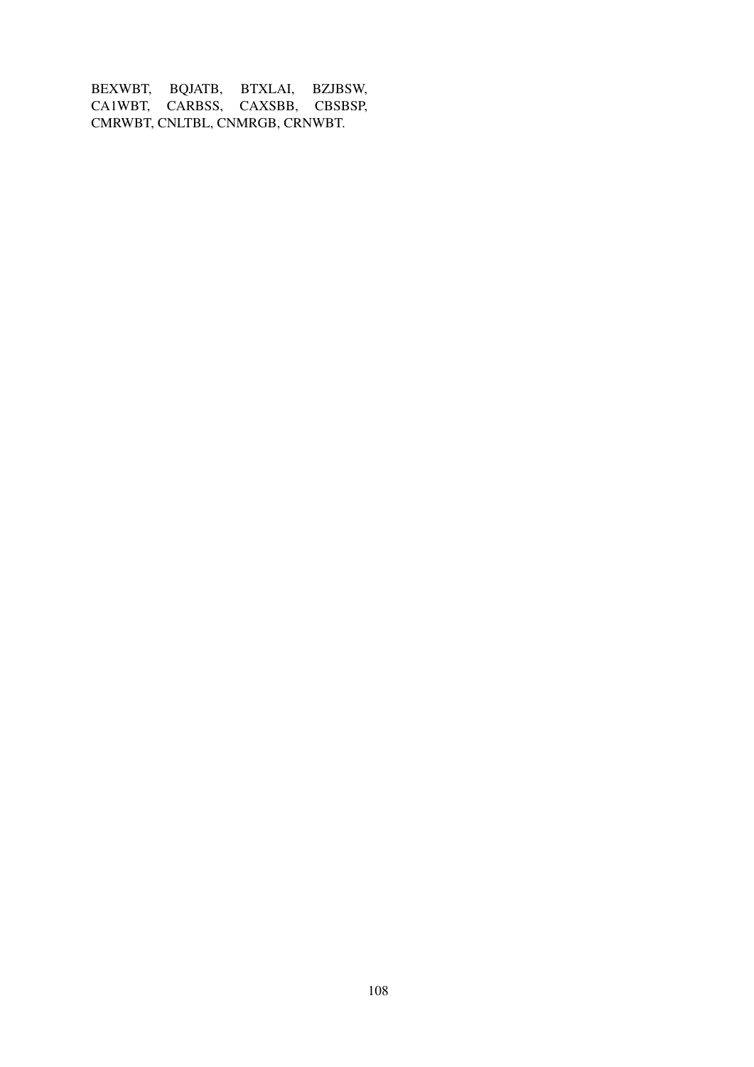BEXWBT, BQJATB, BTXLAI, BZJBSW, CA1WBT, CARBSS, CAXSBB, CBSBSP, CMRWBT, CNLTBL, CNMRGB, CRNWBT.